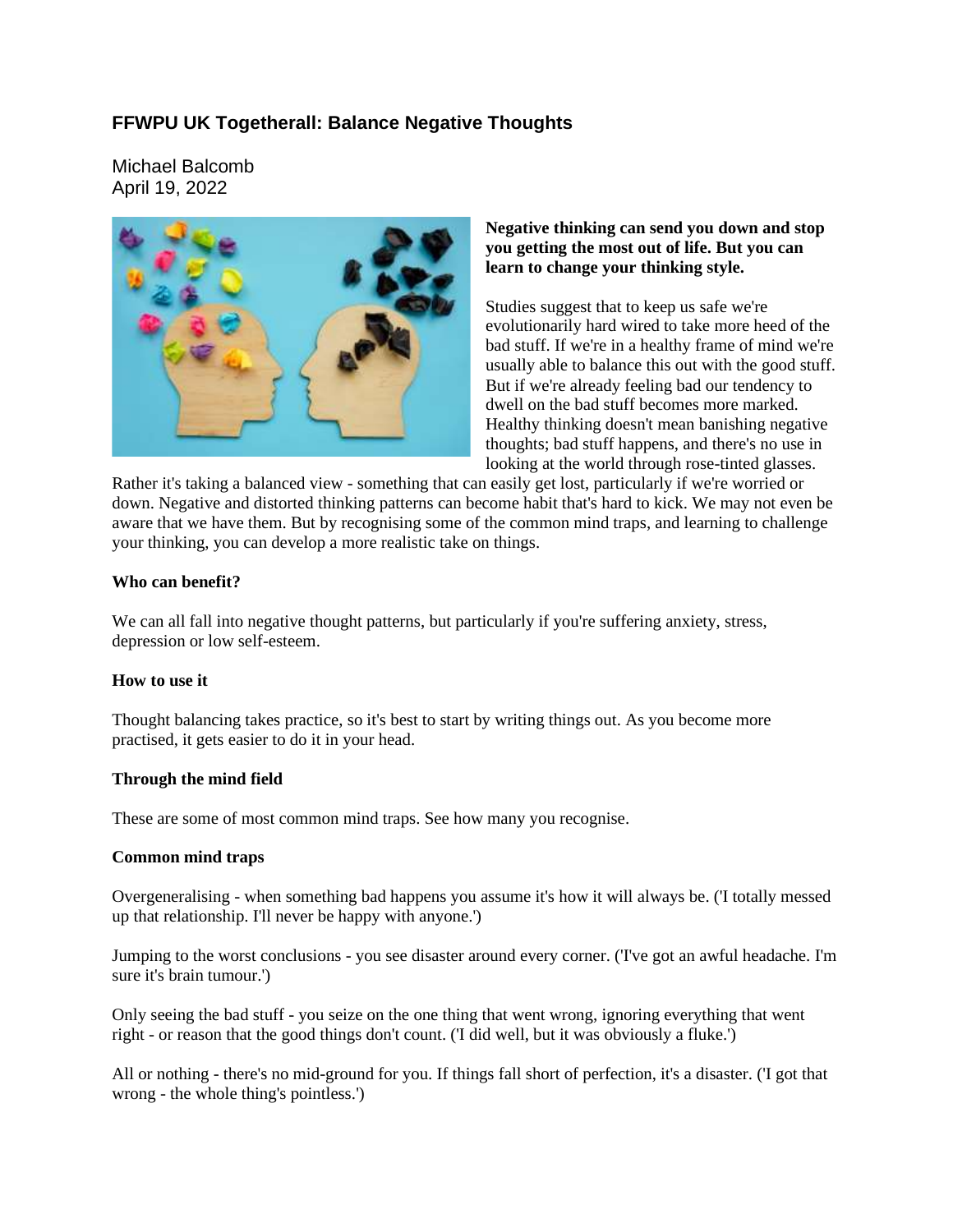# FFWPU UK Togetherall: Balance Negative Thoughts

Michael Balcomb
April 19, 2022

**Negative thinking can send you down and stop you getting the most out of life. But you can learn to change your thinking style.**

Studies suggest that to keep us safe we're evolutionarily hard wired to take more heed of the bad stuff. If we're in a healthy frame of mind we're usually able to balance this out with the good stuff. But if we're already feeling bad our tendency to dwell on the bad stuff becomes more marked. Healthy thinking doesn't mean banishing negative thoughts; bad stuff happens, and there's no use in looking at the world through rose-tinted glasses. Rather it's taking a balanced view - something that can easily get lost, particularly if we're worried or down. Negative and distorted thinking patterns can become habit that's hard to kick. We may not even be aware that we have them. But by recognising some of the common mind traps, and learning to challenge your thinking, you can develop a more realistic take on things.

**Who can benefit?**

We can all fall into negative thought patterns, but particularly if you're suffering anxiety, stress, depression or low self-esteem.

**How to use it**

Thought balancing takes practice, so it's best to start by writing things out. As you become more practised, it gets easier to do it in your head.

**Through the mind field**

These are some of most common mind traps. See how many you recognise.

**Common mind traps**

Overgeneralising - when something bad happens you assume it's how it will always be. ('I totally messed up that relationship. I'll never be happy with anyone.')

Jumping to the worst conclusions - you see disaster around every corner. ('I've got an awful headache. I'm sure it's brain tumour.')

Only seeing the bad stuff - you seize on the one thing that went wrong, ignoring everything that went right - or reason that the good things don't count. ('I did well, but it was obviously a fluke.')

All or nothing - there's no mid-ground for you. If things fall short of perfection, it's a disaster. ('I got that wrong - the whole thing's pointless.')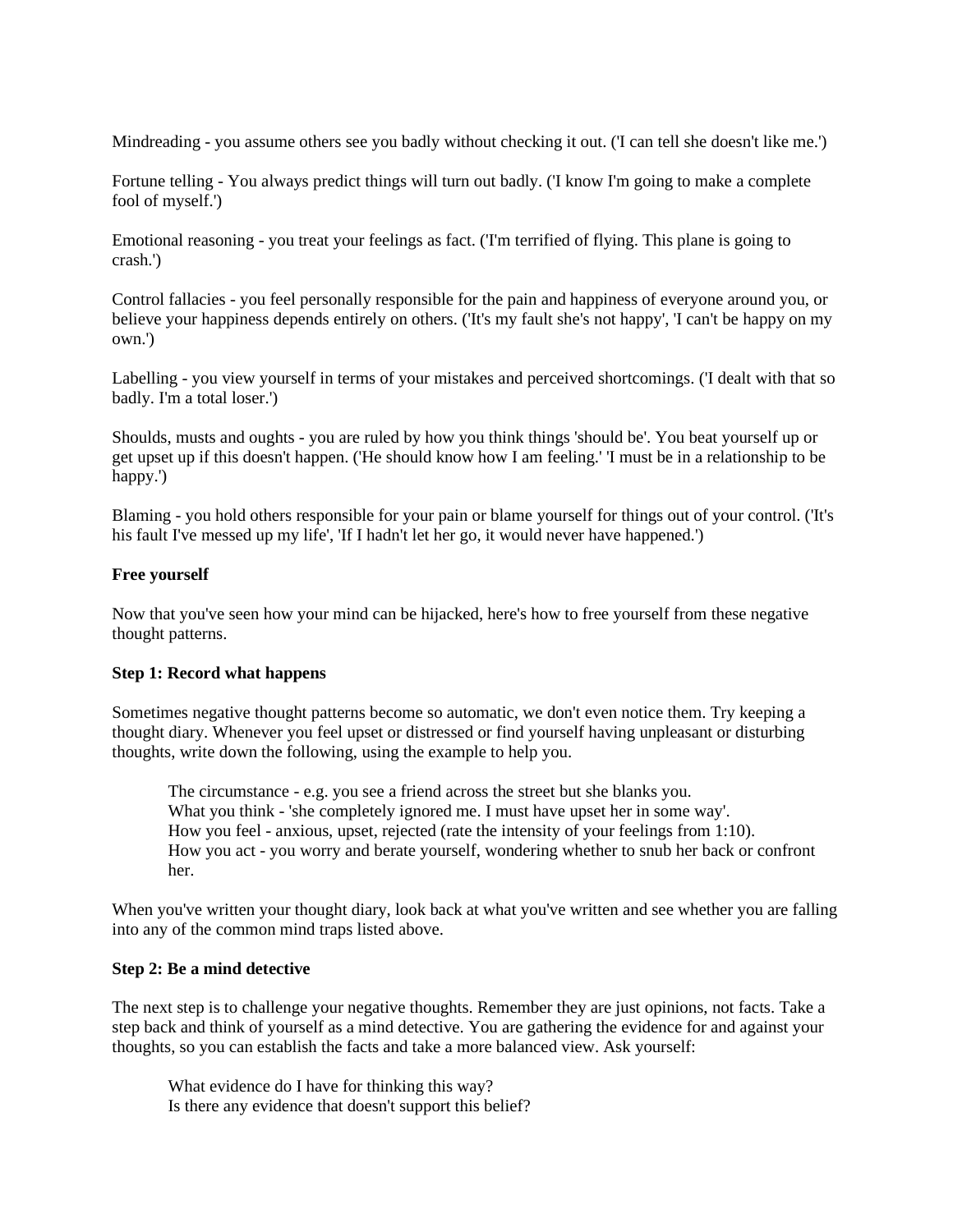Mindreading - you assume others see you badly without checking it out. ('I can tell she doesn't like me.')

Fortune telling - You always predict things will turn out badly. ('I know I'm going to make a complete fool of myself.')

Emotional reasoning - you treat your feelings as fact. ('I'm terrified of flying. This plane is going to crash.')

Control fallacies - you feel personally responsible for the pain and happiness of everyone around you, or believe your happiness depends entirely on others. ('It's my fault she's not happy', 'I can't be happy on my own.')

Labelling - you view yourself in terms of your mistakes and perceived shortcomings. ('I dealt with that so badly. I'm a total loser.')

Shoulds, musts and oughts - you are ruled by how you think things 'should be'. You beat yourself up or get upset up if this doesn't happen. ('He should know how I am feeling.' 'I must be in a relationship to be happy.')

Blaming - you hold others responsible for your pain or blame yourself for things out of your control. ('It's his fault I've messed up my life', 'If I hadn't let her go, it would never have happened.')

**Free yourself**

Now that you've seen how your mind can be hijacked, here's how to free yourself from these negative thought patterns.

**Step 1: Record what happens**

Sometimes negative thought patterns become so automatic, we don't even notice them. Try keeping a thought diary. Whenever you feel upset or distressed or find yourself having unpleasant or disturbing thoughts, write down the following, using the example to help you.

> The circumstance - e.g. you see a friend across the street but she blanks you.
> What you think - 'she completely ignored me. I must have upset her in some way'.
> How you feel - anxious, upset, rejected (rate the intensity of your feelings from 1:10).
> How you act - you worry and berate yourself, wondering whether to snub her back or confront her.

When you've written your thought diary, look back at what you've written and see whether you are falling into any of the common mind traps listed above.

**Step 2: Be a mind detective**

The next step is to challenge your negative thoughts. Remember they are just opinions, not facts. Take a step back and think of yourself as a mind detective. You are gathering the evidence for and against your thoughts, so you can establish the facts and take a more balanced view. Ask yourself:

> What evidence do I have for thinking this way?
> Is there any evidence that doesn't support this belief?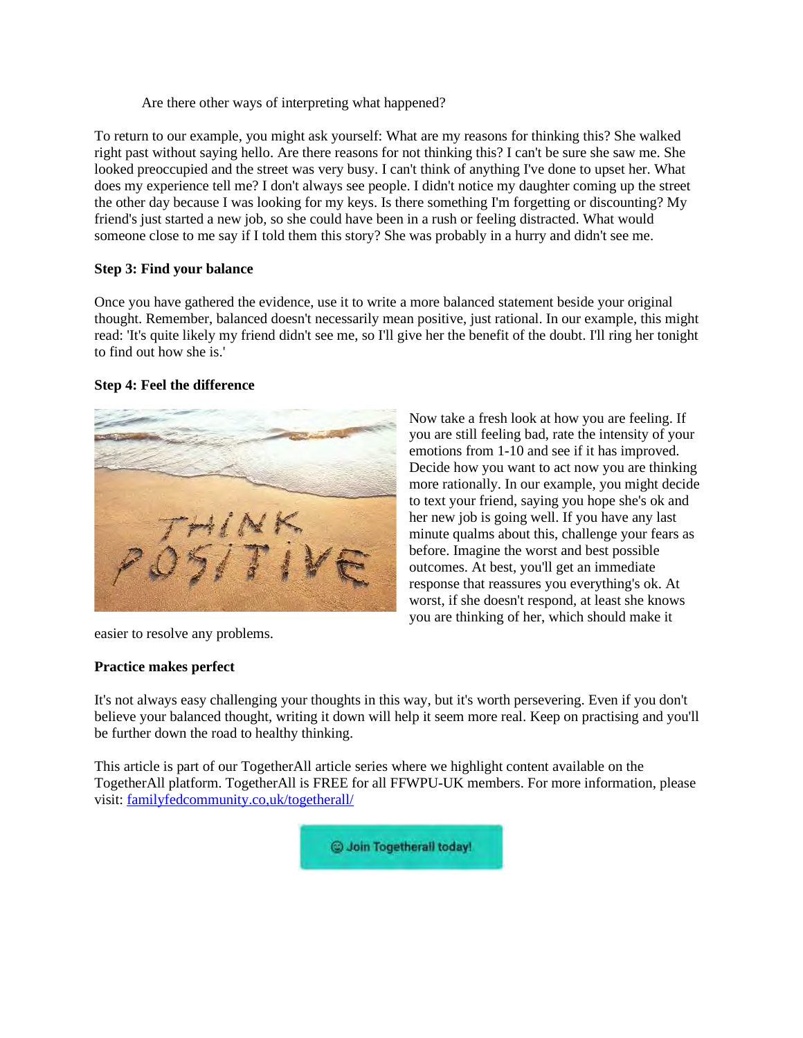Are there other ways of interpreting what happened?

To return to our example, you might ask yourself: What are my reasons for thinking this? She walked right past without saying hello. Are there reasons for not thinking this? I can't be sure she saw me. She looked preoccupied and the street was very busy. I can't think of anything I've done to upset her. What does my experience tell me? I don't always see people. I didn't notice my daughter coming up the street the other day because I was looking for my keys. Is there something I'm forgetting or discounting? My friend's just started a new job, so she could have been in a rush or feeling distracted. What would someone close to me say if I told them this story? She was probably in a hurry and didn't see me.

**Step 3: Find your balance**

Once you have gathered the evidence, use it to write a more balanced statement beside your original thought. Remember, balanced doesn't necessarily mean positive, just rational. In our example, this might read: 'It's quite likely my friend didn't see me, so I'll give her the benefit of the doubt. I'll ring her tonight to find out how she is.'

**Step 4: Feel the difference**

Now take a fresh look at how you are feeling. If you are still feeling bad, rate the intensity of your emotions from 1-10 and see if it has improved. Decide how you want to act now you are thinking more rationally. In our example, you might decide to text your friend, saying you hope she's ok and her new job is going well. If you have any last minute qualms about this, challenge your fears as before. Imagine the worst and best possible outcomes. At best, you'll get an immediate response that reassures you everything's ok. At worst, if she doesn't respond, at least she knows you are thinking of her, which should make it easier to resolve any problems.

**Practice makes perfect**

It's not always easy challenging your thoughts in this way, but it's worth persevering. Even if you don't believe your balanced thought, writing it down will help it seem more real. Keep on practising and you'll be further down the road to healthy thinking.

This article is part of our TogetherAll article series where we highlight content available on the TogetherAll platform. TogetherAll is FREE for all FFWPU-UK members. For more information, please visit: familyfedcommunity.co,uk/togetherall/

☺ Join Togetherall today!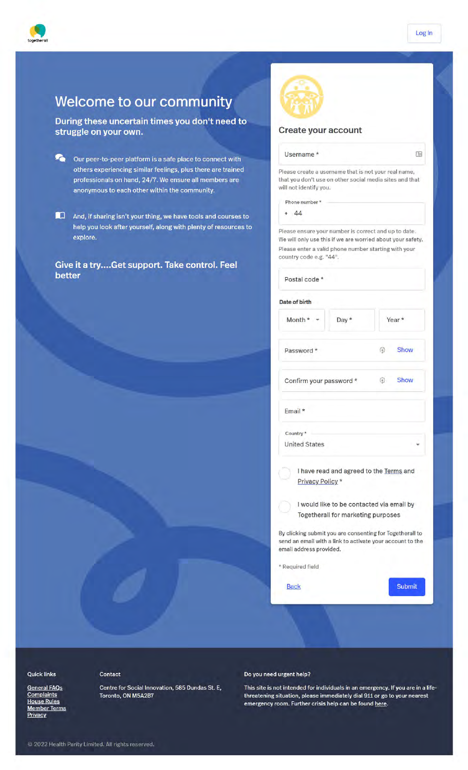togetherall

Log In

# Welcome to our community

**During these uncertain times you don't need to struggle on your own.**

Our peer-to-peer platform is a safe place to connect with others experiencing similar feelings, plus there are trained professionals on hand, 24/7. We ensure all members are anonymous to each other within the community.

And, if sharing isn't your thing, we have tools and courses to help you look after yourself, along with plenty of resources to explore.

**Give it a try....Get support. Take control. Feel better**

## Create your account

Username *

Please create a username that is not your real name, that you don't use on other social media sites and that will not identify you.

Phone number *

+ 44

Please ensure your number is correct and up to date. We will only use this if we are worried about your safety.

Please enter a valid phone number starting with your country code e.g. "44".

Postal code *

**Date of birth**

Month * | Day * | Year *

Password * Show

Confirm your password * Show

Email *

Country *
United States

I have read and agreed to the Terms and Privacy Policy *

I would like to be contacted via email by Togetherall for marketing purposes

By clicking submit you are consenting for Togetherall to send an email with a link to activate your account to the email address provided.

* Required field

Back

Submit

**Quick links**

General FAQs
Complaints
House Rules
Member Terms
Privacy

**Contact**

Centre for Social Innovation, 585 Dundas St. E, Toronto, ON M5A2B7

**Do you need urgent help?**

This site is not intended for individuals in an emergency. If you are in a life-threatening situation, please immediately dial 911 or go to your nearest emergency room. Further crisis help can be found here.

© 2022 Health Parity Limited. All rights reserved.